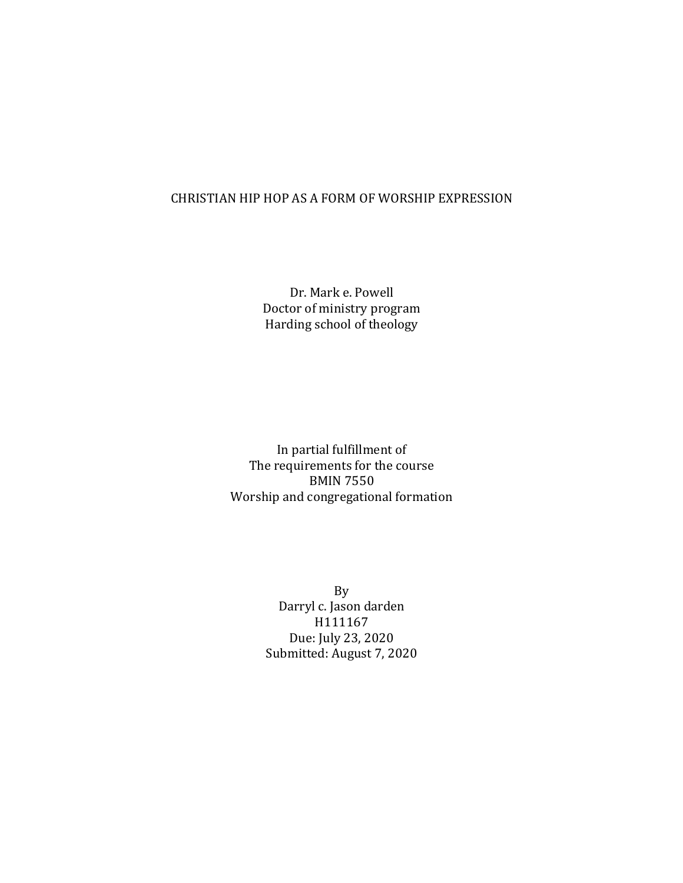# CHRISTIAN HIP HOP AS A FORM OF WORSHIP EXPRESSION

Dr. Mark e. Powell
Doctor of ministry program
Harding school of theology

In partial fulfillment of
The requirements for the course
BMIN 7550
Worship and congregational formation

By
Darryl c. Jason darden
H111167
Due: July 23, 2020
Submitted: August 7, 2020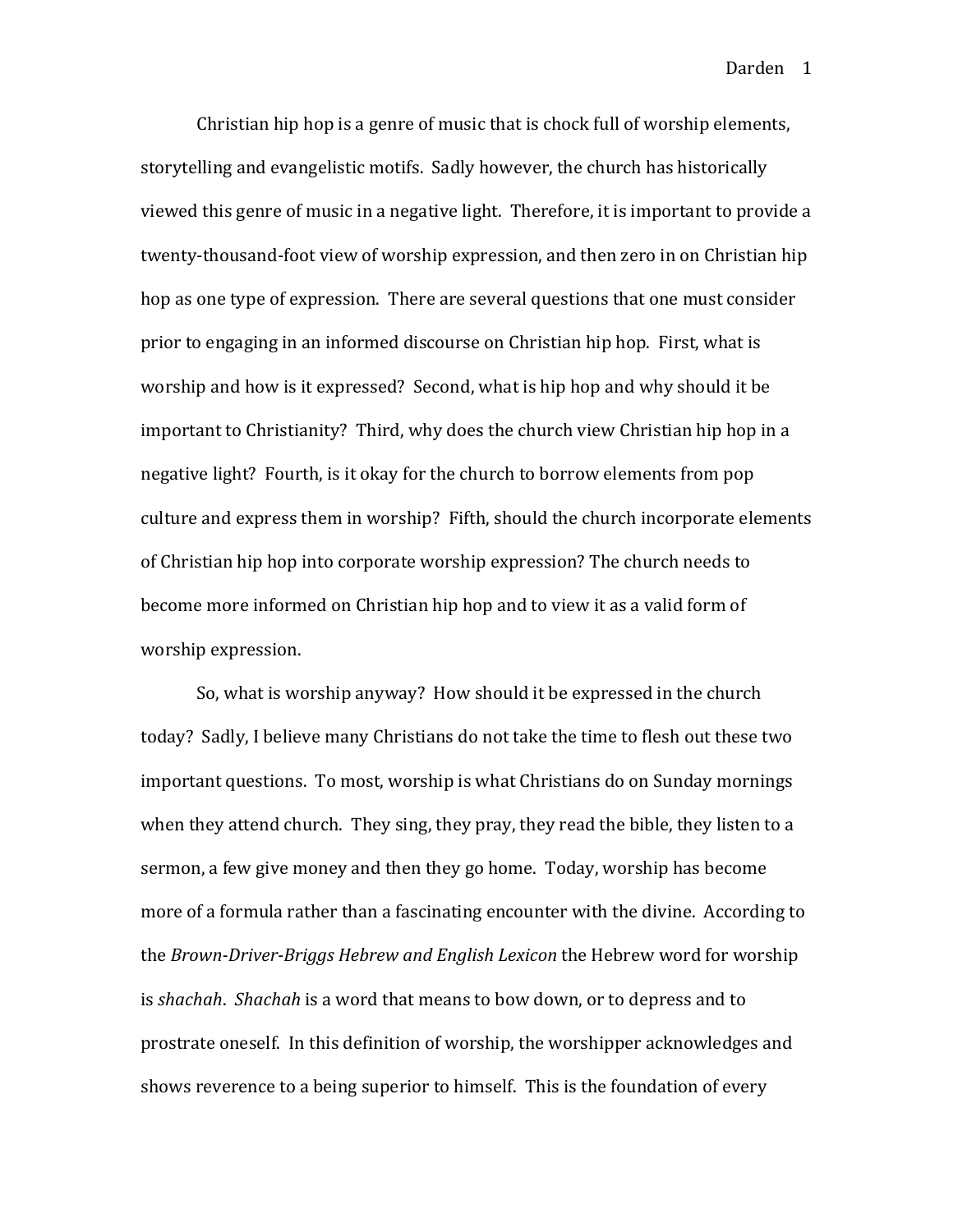Christian hip hop is a genre of music that is chock full of worship elements, storytelling and evangelistic motifs. Sadly however, the church has historically viewed this genre of music in a negative light. Therefore, it is important to provide a twenty-thousand-foot view of worship expression, and then zero in on Christian hip hop as one type of expression. There are several questions that one must consider prior to engaging in an informed discourse on Christian hip hop. First, what is worship and how is it expressed? Second, what is hip hop and why should it be important to Christianity? Third, why does the church view Christian hip hop in a negative light? Fourth, is it okay for the church to borrow elements from pop culture and express them in worship? Fifth, should the church incorporate elements of Christian hip hop into corporate worship expression? The church needs to become more informed on Christian hip hop and to view it as a valid form of worship expression.

So, what is worship anyway? How should it be expressed in the church today? Sadly, I believe many Christians do not take the time to flesh out these two important questions. To most, worship is what Christians do on Sunday mornings when they attend church. They sing, they pray, they read the bible, they listen to a sermon, a few give money and then they go home. Today, worship has become more of a formula rather than a fascinating encounter with the divine. According to the *Brown-Driver-Briggs Hebrew and English Lexicon* the Hebrew word for worship is *shachah*. *Shachah* is a word that means to bow down, or to depress and to prostrate oneself. In this definition of worship, the worshipper acknowledges and shows reverence to a being superior to himself. This is the foundation of every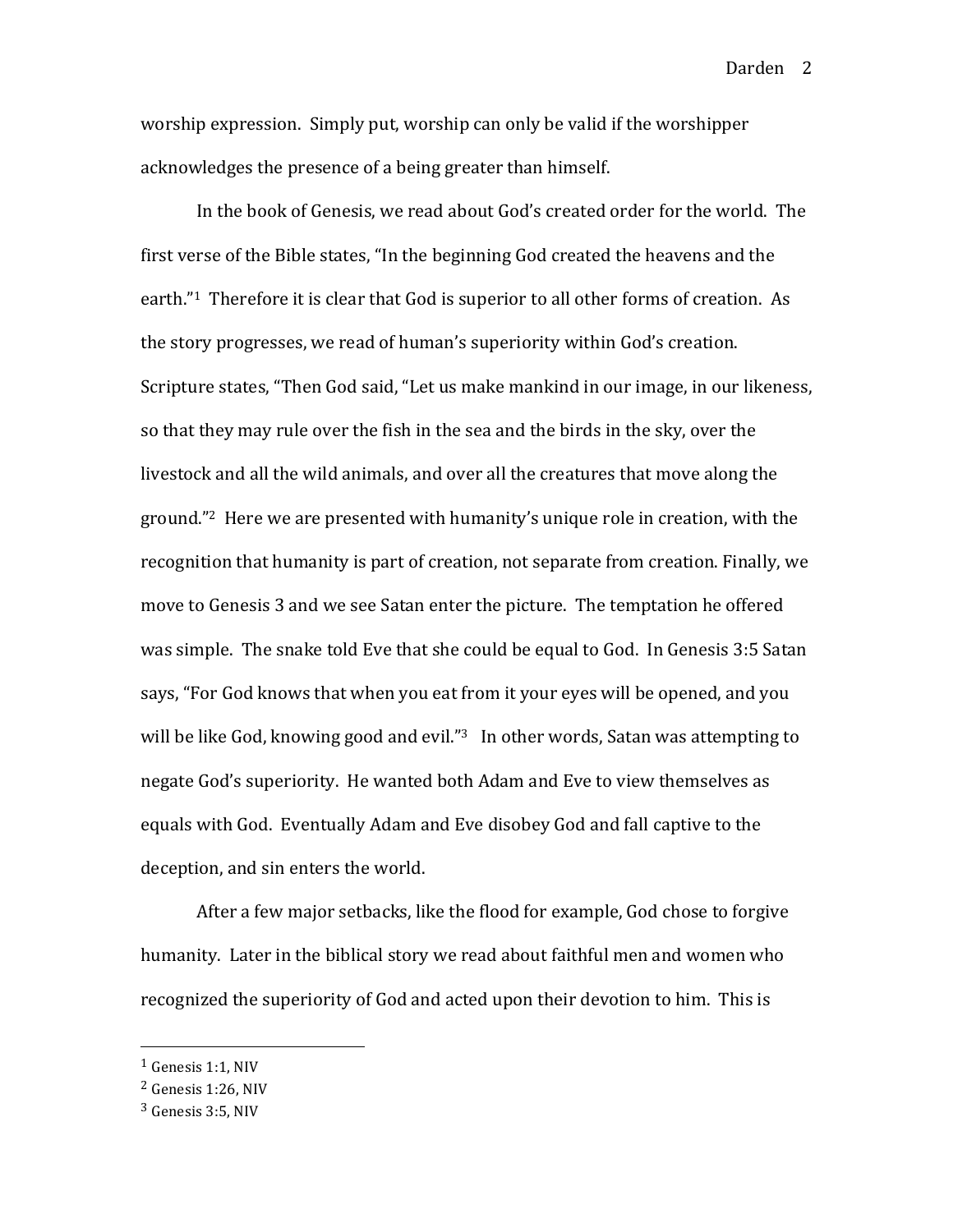worship expression. Simply put, worship can only be valid if the worshipper acknowledges the presence of a being greater than himself.

In the book of Genesis, we read about God's created order for the world. The first verse of the Bible states, "In the beginning God created the heavens and the earth."[1] Therefore it is clear that God is superior to all other forms of creation. As the story progresses, we read of human's superiority within God's creation. Scripture states, "Then God said, "Let us make mankind in our image, in our likeness, so that they may rule over the fish in the sea and the birds in the sky, over the livestock and all the wild animals, and over all the creatures that move along the ground."[2] Here we are presented with humanity's unique role in creation, with the recognition that humanity is part of creation, not separate from creation. Finally, we move to Genesis 3 and we see Satan enter the picture. The temptation he offered was simple. The snake told Eve that she could be equal to God. In Genesis 3:5 Satan says, "For God knows that when you eat from it your eyes will be opened, and you will be like God, knowing good and evil."[3] In other words, Satan was attempting to negate God's superiority. He wanted both Adam and Eve to view themselves as equals with God. Eventually Adam and Eve disobey God and fall captive to the deception, and sin enters the world.

After a few major setbacks, like the flood for example, God chose to forgive humanity. Later in the biblical story we read about faithful men and women who recognized the superiority of God and acted upon their devotion to him. This is

---

[1] Genesis 1:1, NIV
[2] Genesis 1:26, NIV
[3] Genesis 3:5, NIV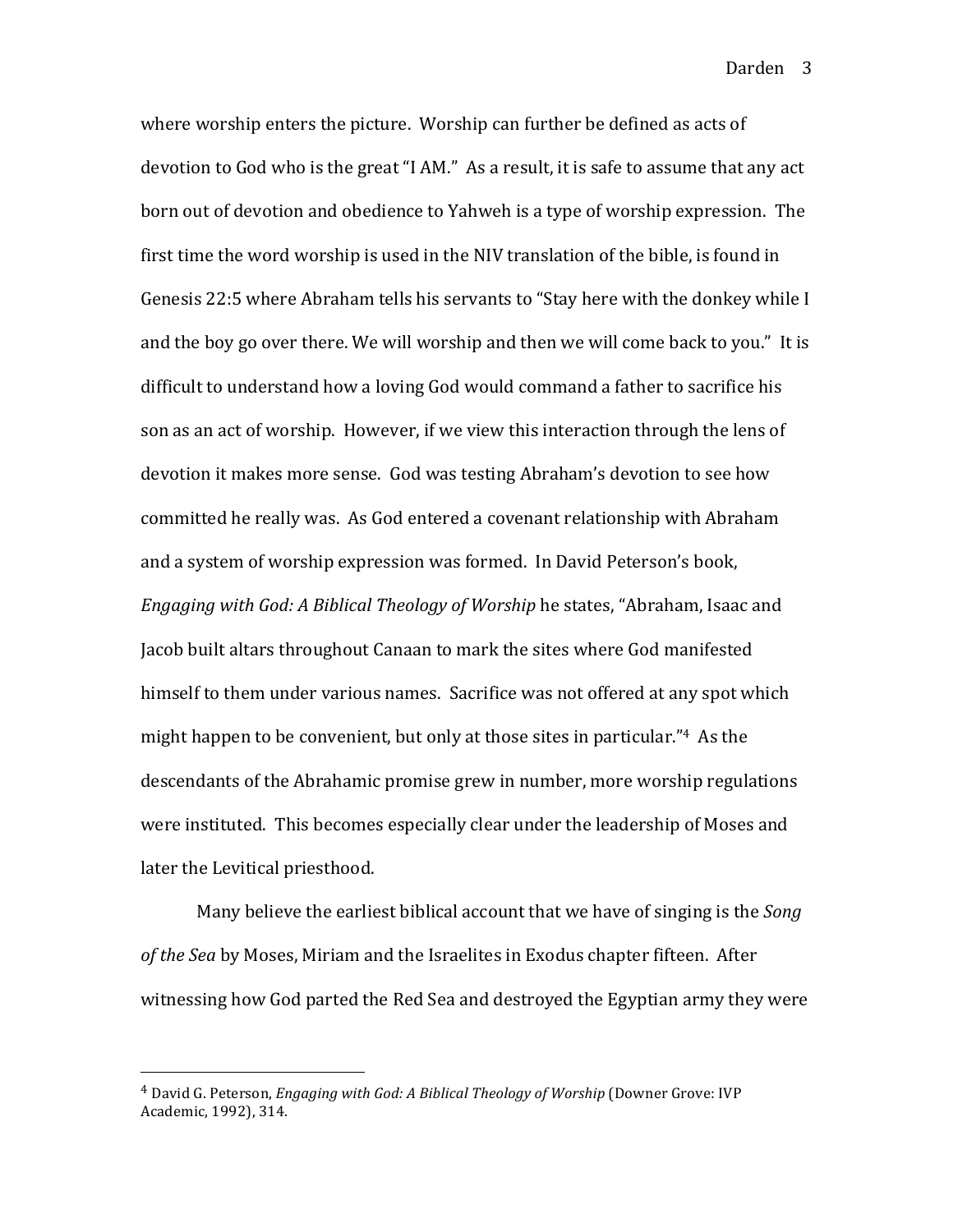where worship enters the picture. Worship can further be defined as acts of devotion to God who is the great "I AM." As a result, it is safe to assume that any act born out of devotion and obedience to Yahweh is a type of worship expression. The first time the word worship is used in the NIV translation of the bible, is found in Genesis 22:5 where Abraham tells his servants to "Stay here with the donkey while I and the boy go over there. We will worship and then we will come back to you." It is difficult to understand how a loving God would command a father to sacrifice his son as an act of worship. However, if we view this interaction through the lens of devotion it makes more sense. God was testing Abraham's devotion to see how committed he really was. As God entered a covenant relationship with Abraham and a system of worship expression was formed. In David Peterson's book, *Engaging with God: A Biblical Theology of Worship* he states, "Abraham, Isaac and Jacob built altars throughout Canaan to mark the sites where God manifested himself to them under various names. Sacrifice was not offered at any spot which might happen to be convenient, but only at those sites in particular."[4] As the descendants of the Abrahamic promise grew in number, more worship regulations were instituted. This becomes especially clear under the leadership of Moses and later the Levitical priesthood.

Many believe the earliest biblical account that we have of singing is the *Song of the Sea* by Moses, Miriam and the Israelites in Exodus chapter fifteen. After witnessing how God parted the Red Sea and destroyed the Egyptian army they were

---

[4] David G. Peterson, *Engaging with God: A Biblical Theology of Worship* (Downer Grove: IVP Academic, 1992), 314.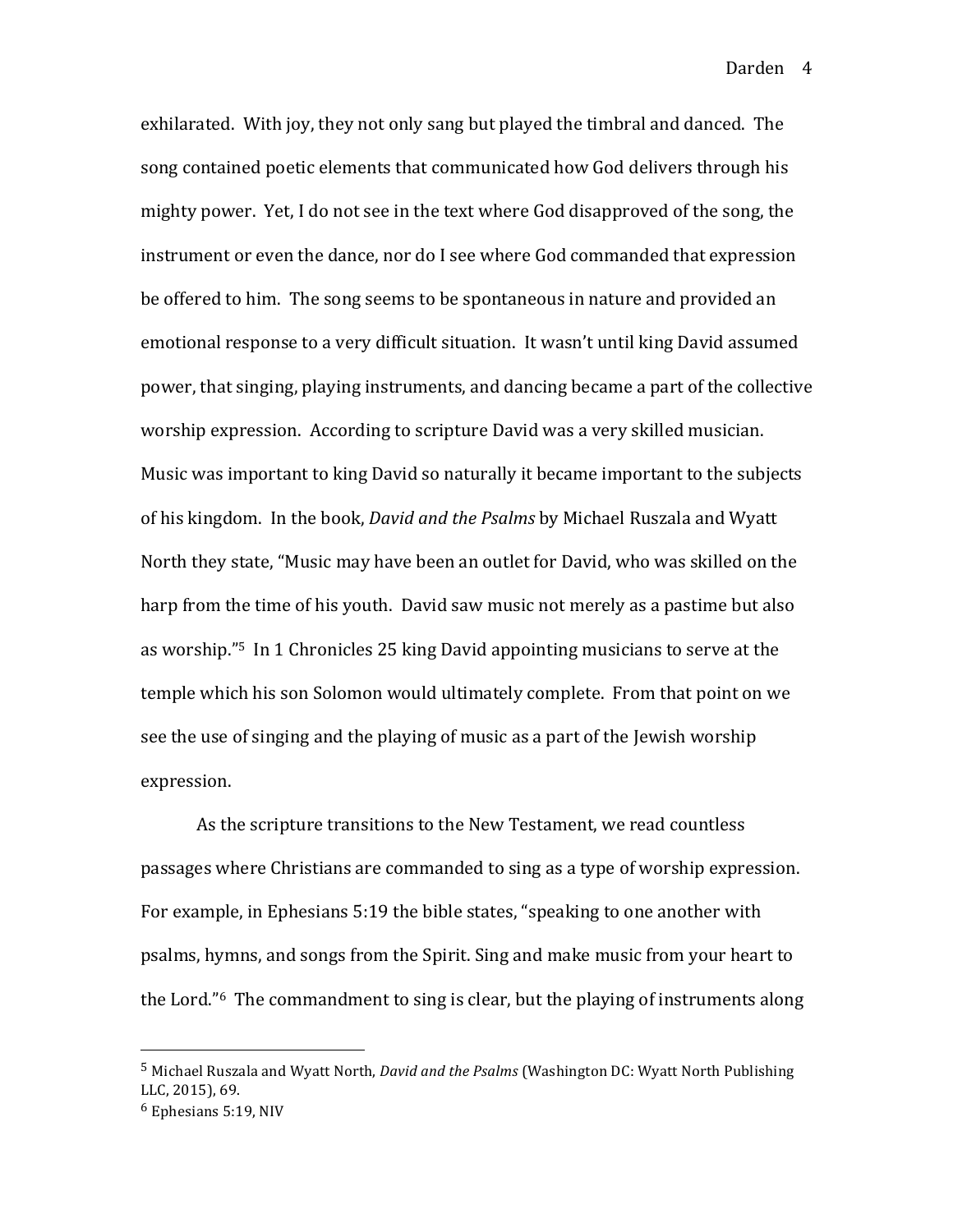exhilarated. With joy, they not only sang but played the timbral and danced. The song contained poetic elements that communicated how God delivers through his mighty power. Yet, I do not see in the text where God disapproved of the song, the instrument or even the dance, nor do I see where God commanded that expression be offered to him. The song seems to be spontaneous in nature and provided an emotional response to a very difficult situation. It wasn't until king David assumed power, that singing, playing instruments, and dancing became a part of the collective worship expression. According to scripture David was a very skilled musician. Music was important to king David so naturally it became important to the subjects of his kingdom. In the book, *David and the Psalms* by Michael Ruszala and Wyatt North they state, "Music may have been an outlet for David, who was skilled on the harp from the time of his youth. David saw music not merely as a pastime but also as worship."[5] In 1 Chronicles 25 king David appointing musicians to serve at the temple which his son Solomon would ultimately complete. From that point on we see the use of singing and the playing of music as a part of the Jewish worship expression.

As the scripture transitions to the New Testament, we read countless passages where Christians are commanded to sing as a type of worship expression. For example, in Ephesians 5:19 the bible states, "speaking to one another with psalms, hymns, and songs from the Spirit. Sing and make music from your heart to the Lord."[6] The commandment to sing is clear, but the playing of instruments along

---

[5] Michael Ruszala and Wyatt North, *David and the Psalms* (Washington DC: Wyatt North Publishing LLC, 2015), 69.

[6] Ephesians 5:19, NIV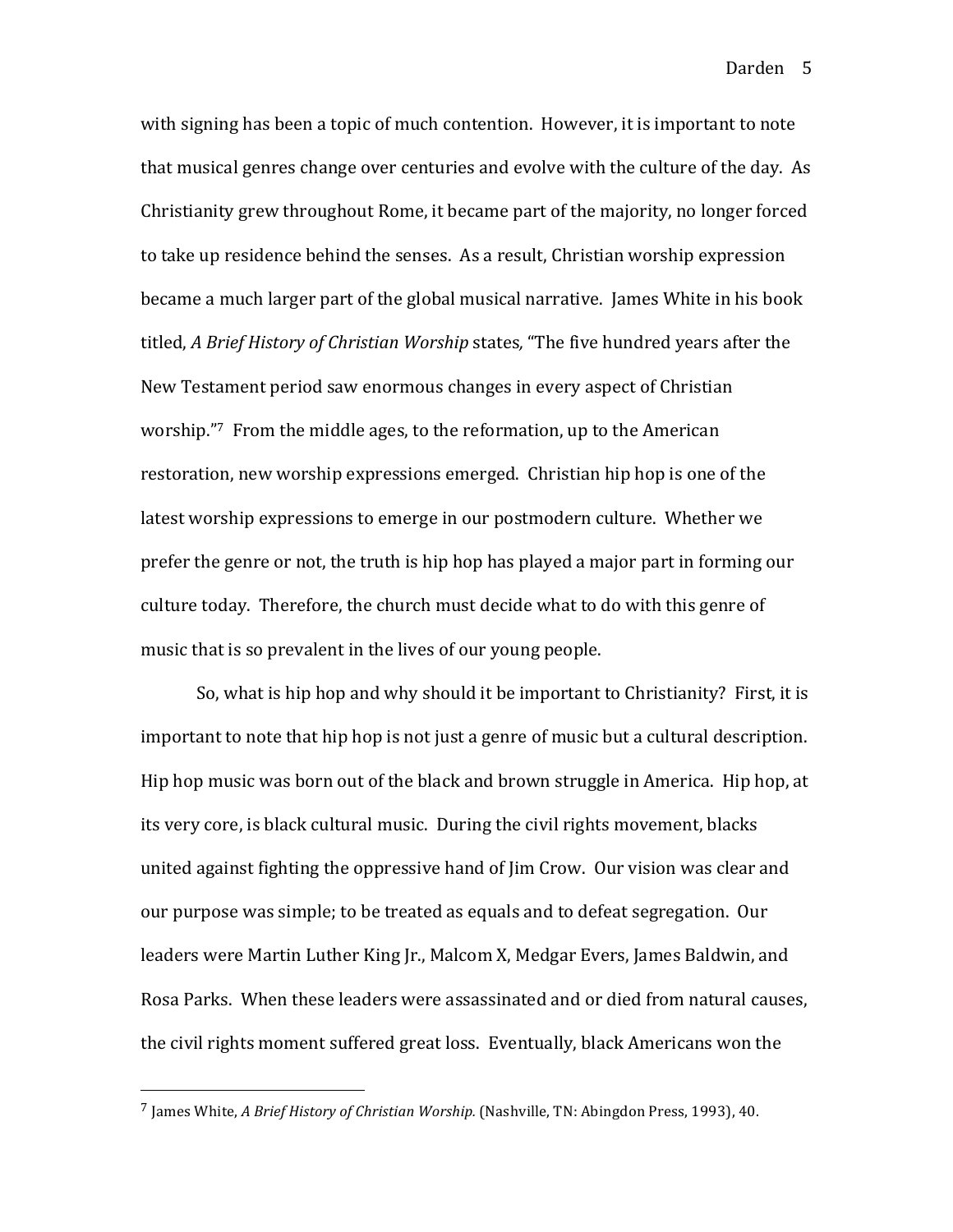with signing has been a topic of much contention. However, it is important to note that musical genres change over centuries and evolve with the culture of the day. As Christianity grew throughout Rome, it became part of the majority, no longer forced to take up residence behind the senses. As a result, Christian worship expression became a much larger part of the global musical narrative. James White in his book titled, *A Brief History of Christian Worship* states, "The five hundred years after the New Testament period saw enormous changes in every aspect of Christian worship."[7] From the middle ages, to the reformation, up to the American restoration, new worship expressions emerged. Christian hip hop is one of the latest worship expressions to emerge in our postmodern culture. Whether we prefer the genre or not, the truth is hip hop has played a major part in forming our culture today. Therefore, the church must decide what to do with this genre of music that is so prevalent in the lives of our young people.

So, what is hip hop and why should it be important to Christianity? First, it is important to note that hip hop is not just a genre of music but a cultural description. Hip hop music was born out of the black and brown struggle in America. Hip hop, at its very core, is black cultural music. During the civil rights movement, blacks united against fighting the oppressive hand of Jim Crow. Our vision was clear and our purpose was simple; to be treated as equals and to defeat segregation. Our leaders were Martin Luther King Jr., Malcom X, Medgar Evers, James Baldwin, and Rosa Parks. When these leaders were assassinated and or died from natural causes, the civil rights moment suffered great loss. Eventually, black Americans won the

---

[7] James White, *A Brief History of Christian Worship.* (Nashville, TN: Abingdon Press, 1993), 40.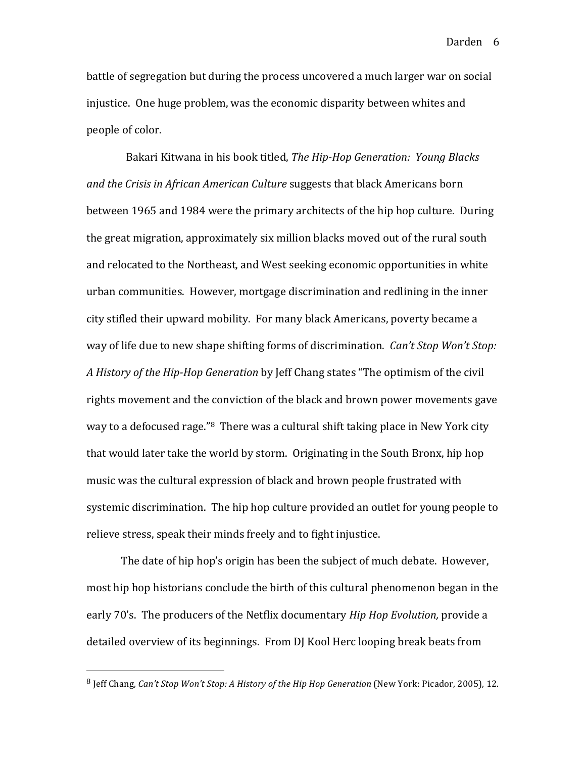battle of segregation but during the process uncovered a much larger war on social injustice. One huge problem, was the economic disparity between whites and people of color.

Bakari Kitwana in his book titled, *The Hip-Hop Generation: Young Blacks and the Crisis in African American Culture* suggests that black Americans born between 1965 and 1984 were the primary architects of the hip hop culture. During the great migration, approximately six million blacks moved out of the rural south and relocated to the Northeast, and West seeking economic opportunities in white urban communities. However, mortgage discrimination and redlining in the inner city stifled their upward mobility. For many black Americans, poverty became a way of life due to new shape shifting forms of discrimination. *Can't Stop Won't Stop: A History of the Hip-Hop Generation* by Jeff Chang states "The optimism of the civil rights movement and the conviction of the black and brown power movements gave way to a defocused rage."[8] There was a cultural shift taking place in New York city that would later take the world by storm. Originating in the South Bronx, hip hop music was the cultural expression of black and brown people frustrated with systemic discrimination. The hip hop culture provided an outlet for young people to relieve stress, speak their minds freely and to fight injustice.

The date of hip hop's origin has been the subject of much debate. However, most hip hop historians conclude the birth of this cultural phenomenon began in the early 70's. The producers of the Netflix documentary *Hip Hop Evolution,* provide a detailed overview of its beginnings. From DJ Kool Herc looping break beats from

---

[8] Jeff Chang, *Can't Stop Won't Stop: A History of the Hip Hop Generation* (New York: Picador, 2005), 12.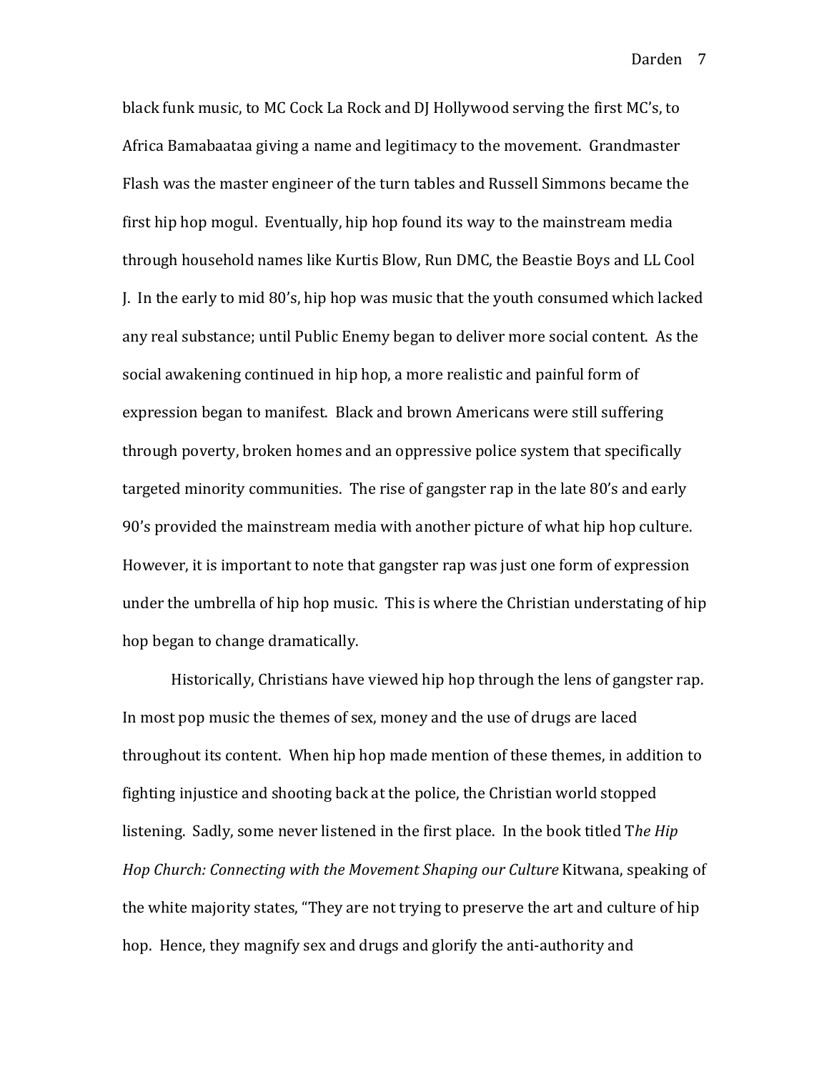black funk music, to MC Cock La Rock and DJ Hollywood serving the first MC's, to Africa Bamabaataa giving a name and legitimacy to the movement. Grandmaster Flash was the master engineer of the turn tables and Russell Simmons became the first hip hop mogul. Eventually, hip hop found its way to the mainstream media through household names like Kurtis Blow, Run DMC, the Beastie Boys and LL Cool J. In the early to mid 80's, hip hop was music that the youth consumed which lacked any real substance; until Public Enemy began to deliver more social content. As the social awakening continued in hip hop, a more realistic and painful form of expression began to manifest. Black and brown Americans were still suffering through poverty, broken homes and an oppressive police system that specifically targeted minority communities. The rise of gangster rap in the late 80's and early 90's provided the mainstream media with another picture of what hip hop culture. However, it is important to note that gangster rap was just one form of expression under the umbrella of hip hop music. This is where the Christian understating of hip hop began to change dramatically.

Historically, Christians have viewed hip hop through the lens of gangster rap. In most pop music the themes of sex, money and the use of drugs are laced throughout its content. When hip hop made mention of these themes, in addition to fighting injustice and shooting back at the police, the Christian world stopped listening. Sadly, some never listened in the first place. In the book titled T*he Hip Hop Church: Connecting with the Movement Shaping our Culture* Kitwana, speaking of the white majority states, "They are not trying to preserve the art and culture of hip hop. Hence, they magnify sex and drugs and glorify the anti-authority and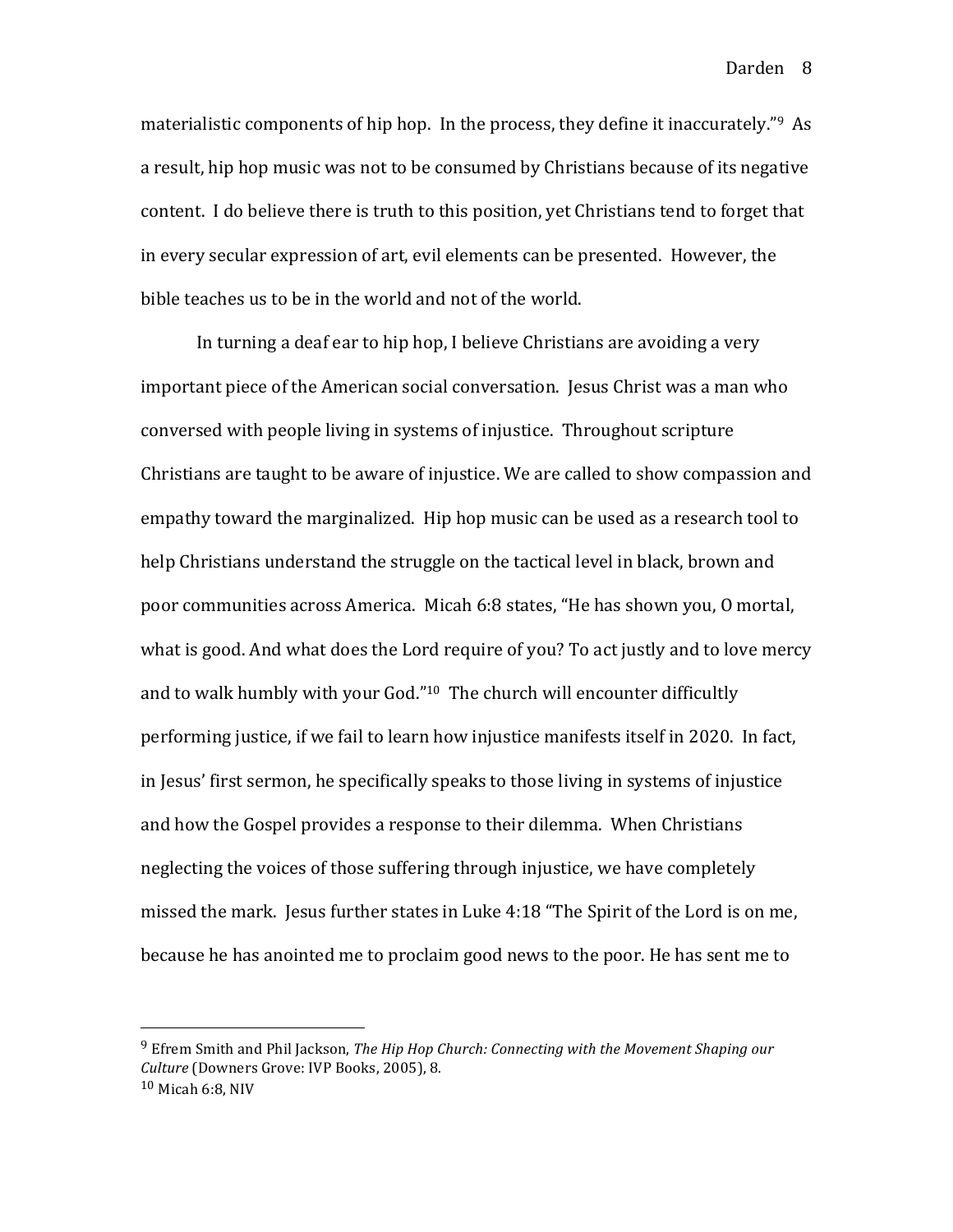materialistic components of hip hop. In the process, they define it inaccurately."[9] As a result, hip hop music was not to be consumed by Christians because of its negative content. I do believe there is truth to this position, yet Christians tend to forget that in every secular expression of art, evil elements can be presented. However, the bible teaches us to be in the world and not of the world.

In turning a deaf ear to hip hop, I believe Christians are avoiding a very important piece of the American social conversation. Jesus Christ was a man who conversed with people living in systems of injustice. Throughout scripture Christians are taught to be aware of injustice. We are called to show compassion and empathy toward the marginalized. Hip hop music can be used as a research tool to help Christians understand the struggle on the tactical level in black, brown and poor communities across America. Micah 6:8 states, "He has shown you, O mortal, what is good. And what does the Lord require of you? To act justly and to love mercy and to walk humbly with your God."[10] The church will encounter difficultly performing justice, if we fail to learn how injustice manifests itself in 2020. In fact, in Jesus' first sermon, he specifically speaks to those living in systems of injustice and how the Gospel provides a response to their dilemma. When Christians neglecting the voices of those suffering through injustice, we have completely missed the mark. Jesus further states in Luke 4:18 "The Spirit of the Lord is on me, because he has anointed me to proclaim good news to the poor. He has sent me to

---

[9] Efrem Smith and Phil Jackson, *The Hip Hop Church: Connecting with the Movement Shaping our Culture* (Downers Grove: IVP Books, 2005), 8.

[10] Micah 6:8, NIV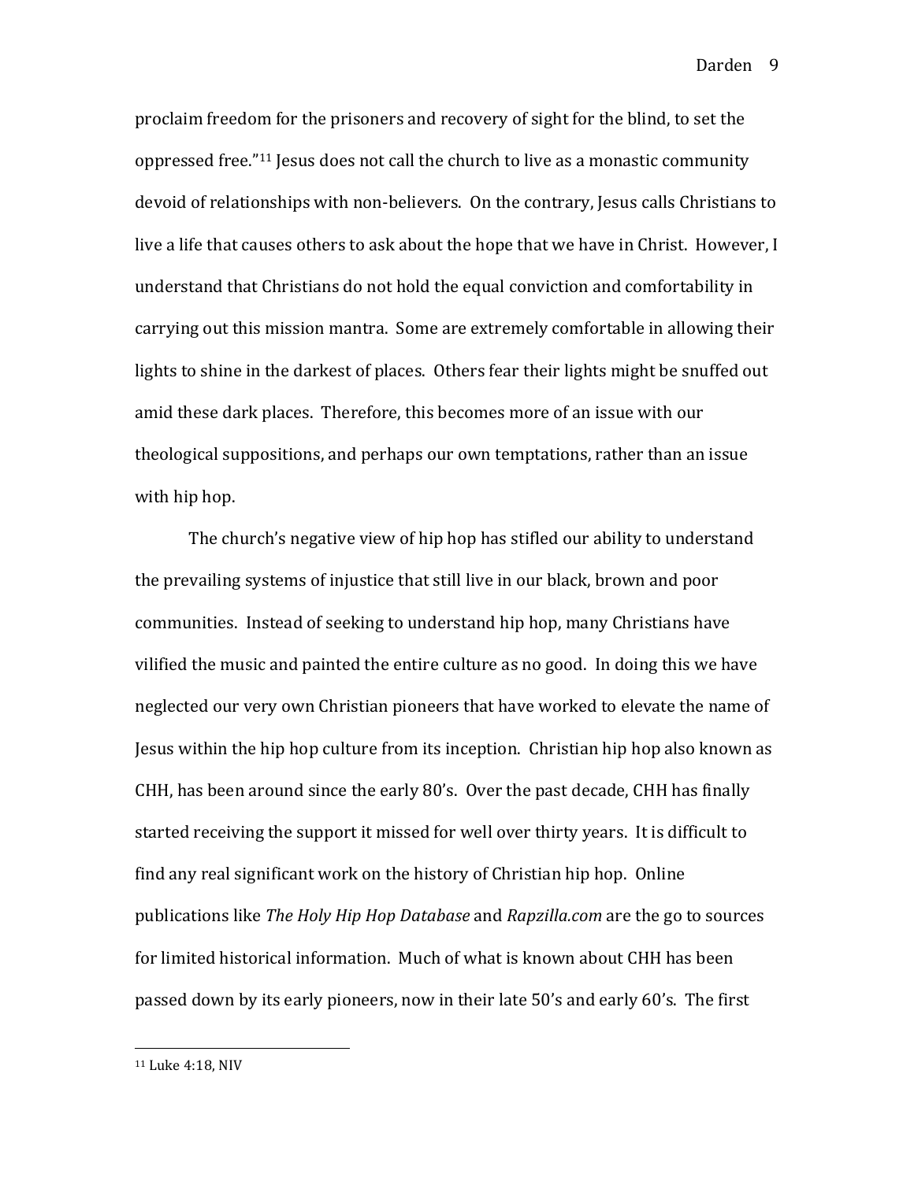proclaim freedom for the prisoners and recovery of sight for the blind, to set the oppressed free."[11] Jesus does not call the church to live as a monastic community devoid of relationships with non-believers. On the contrary, Jesus calls Christians to live a life that causes others to ask about the hope that we have in Christ. However, I understand that Christians do not hold the equal conviction and comfortability in carrying out this mission mantra. Some are extremely comfortable in allowing their lights to shine in the darkest of places. Others fear their lights might be snuffed out amid these dark places. Therefore, this becomes more of an issue with our theological suppositions, and perhaps our own temptations, rather than an issue with hip hop.

The church's negative view of hip hop has stifled our ability to understand the prevailing systems of injustice that still live in our black, brown and poor communities. Instead of seeking to understand hip hop, many Christians have vilified the music and painted the entire culture as no good. In doing this we have neglected our very own Christian pioneers that have worked to elevate the name of Jesus within the hip hop culture from its inception. Christian hip hop also known as CHH, has been around since the early 80's. Over the past decade, CHH has finally started receiving the support it missed for well over thirty years. It is difficult to find any real significant work on the history of Christian hip hop. Online publications like *The Holy Hip Hop Database* and *Rapzilla.com* are the go to sources for limited historical information. Much of what is known about CHH has been passed down by its early pioneers, now in their late 50's and early 60's. The first

---

[11] Luke 4:18, NIV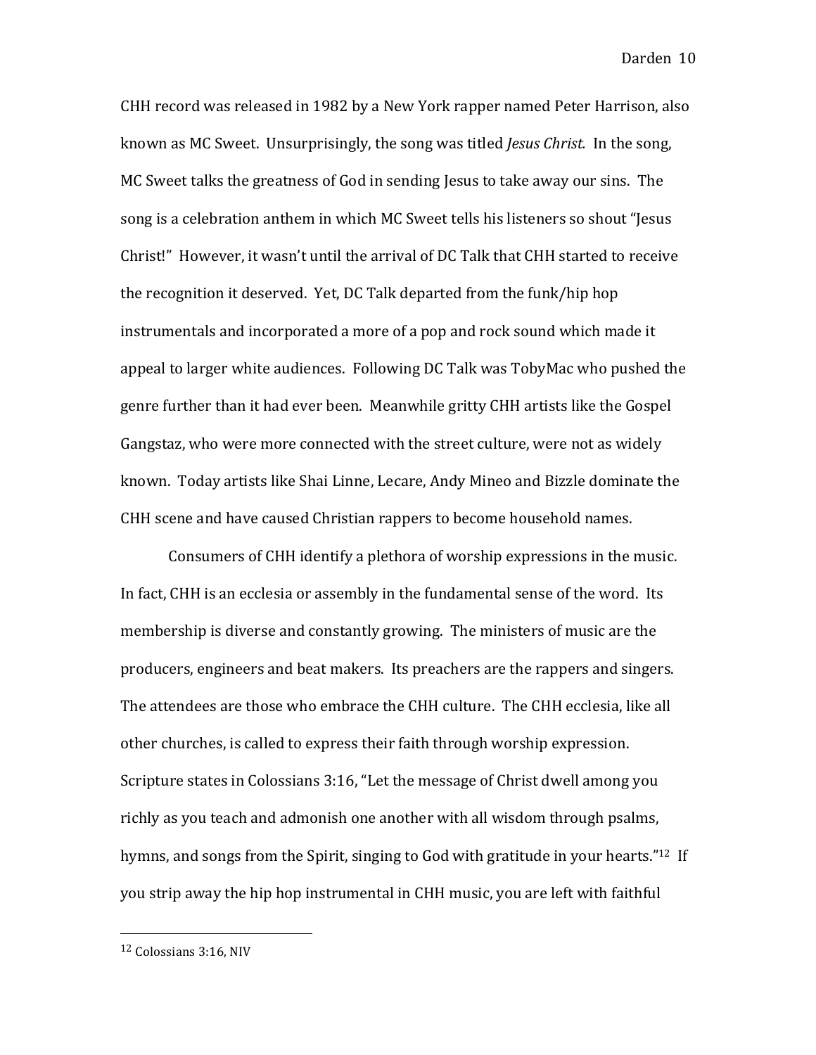CHH record was released in 1982 by a New York rapper named Peter Harrison, also known as MC Sweet. Unsurprisingly, the song was titled *Jesus Christ.* In the song, MC Sweet talks the greatness of God in sending Jesus to take away our sins. The song is a celebration anthem in which MC Sweet tells his listeners so shout "Jesus Christ!" However, it wasn't until the arrival of DC Talk that CHH started to receive the recognition it deserved. Yet, DC Talk departed from the funk/hip hop instrumentals and incorporated a more of a pop and rock sound which made it appeal to larger white audiences. Following DC Talk was TobyMac who pushed the genre further than it had ever been. Meanwhile gritty CHH artists like the Gospel Gangstaz, who were more connected with the street culture, were not as widely known. Today artists like Shai Linne, Lecare, Andy Mineo and Bizzle dominate the CHH scene and have caused Christian rappers to become household names.

Consumers of CHH identify a plethora of worship expressions in the music. In fact, CHH is an ecclesia or assembly in the fundamental sense of the word. Its membership is diverse and constantly growing. The ministers of music are the producers, engineers and beat makers. Its preachers are the rappers and singers. The attendees are those who embrace the CHH culture. The CHH ecclesia, like all other churches, is called to express their faith through worship expression. Scripture states in Colossians 3:16, "Let the message of Christ dwell among you richly as you teach and admonish one another with all wisdom through psalms, hymns, and songs from the Spirit, singing to God with gratitude in your hearts."[12] If you strip away the hip hop instrumental in CHH music, you are left with faithful

---

[12] Colossians 3:16, NIV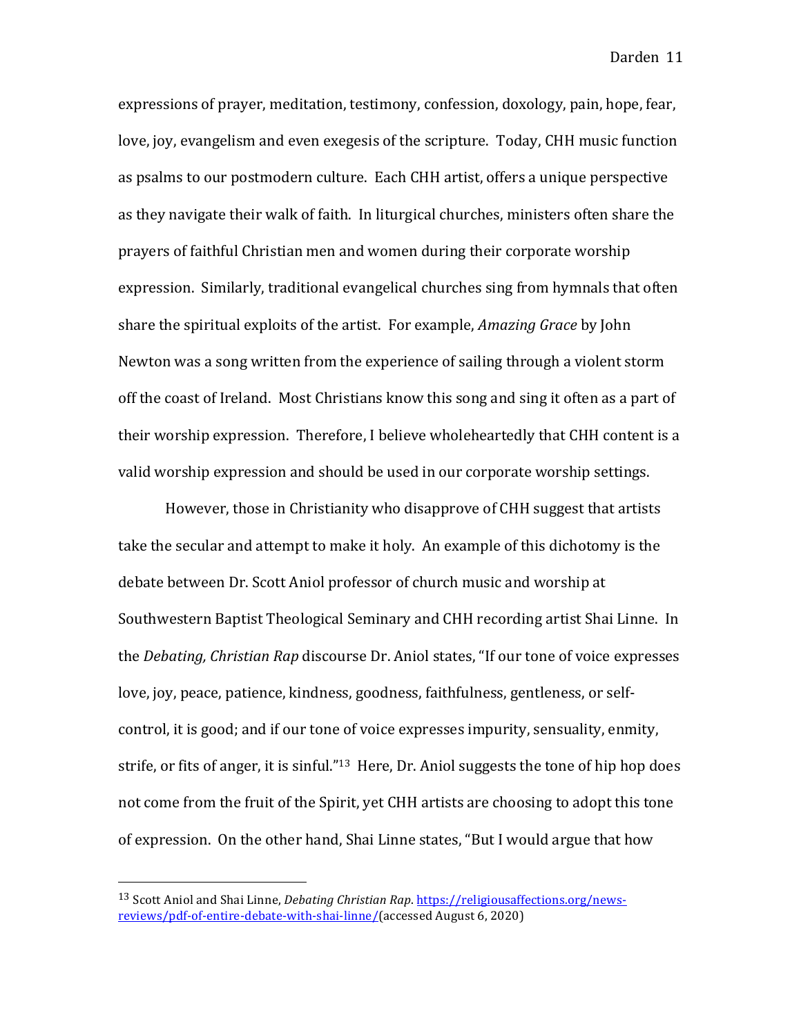expressions of prayer, meditation, testimony, confession, doxology, pain, hope, fear, love, joy, evangelism and even exegesis of the scripture. Today, CHH music function as psalms to our postmodern culture. Each CHH artist, offers a unique perspective as they navigate their walk of faith. In liturgical churches, ministers often share the prayers of faithful Christian men and women during their corporate worship expression. Similarly, traditional evangelical churches sing from hymnals that often share the spiritual exploits of the artist. For example, *Amazing Grace* by John Newton was a song written from the experience of sailing through a violent storm off the coast of Ireland. Most Christians know this song and sing it often as a part of their worship expression. Therefore, I believe wholeheartedly that CHH content is a valid worship expression and should be used in our corporate worship settings.

However, those in Christianity who disapprove of CHH suggest that artists take the secular and attempt to make it holy. An example of this dichotomy is the debate between Dr. Scott Aniol professor of church music and worship at Southwestern Baptist Theological Seminary and CHH recording artist Shai Linne. In the *Debating, Christian Rap* discourse Dr. Aniol states, "If our tone of voice expresses love, joy, peace, patience, kindness, goodness, faithfulness, gentleness, or self-control, it is good; and if our tone of voice expresses impurity, sensuality, enmity, strife, or fits of anger, it is sinful."[13] Here, Dr. Aniol suggests the tone of hip hop does not come from the fruit of the Spirit, yet CHH artists are choosing to adopt this tone of expression. On the other hand, Shai Linne states, "But I would argue that how

---

[13] Scott Aniol and Shai Linne, *Debating Christian Rap*. https://religiousaffections.org/news-reviews/pdf-of-entire-debate-with-shai-linne/(accessed August 6, 2020)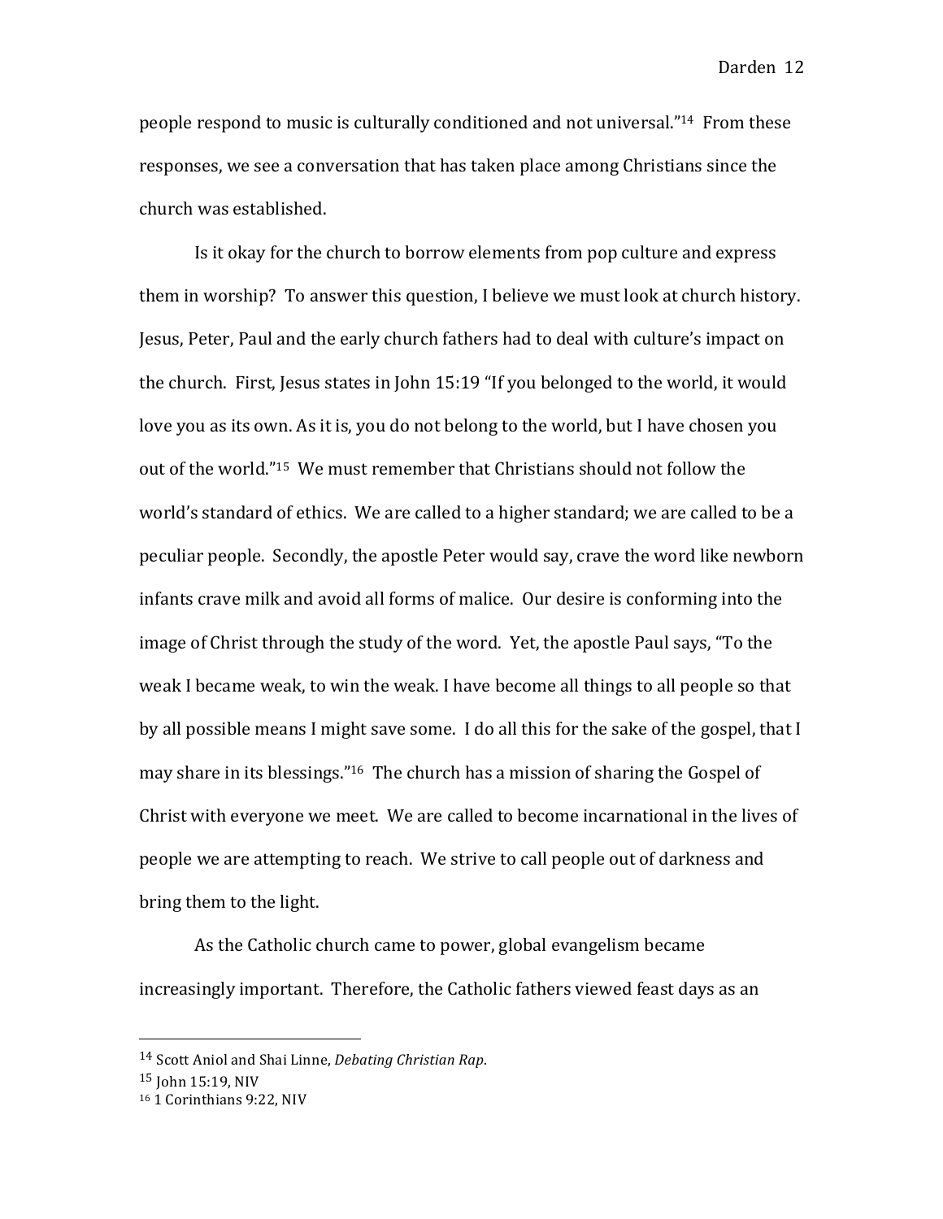people respond to music is culturally conditioned and not universal."[14] From these responses, we see a conversation that has taken place among Christians since the church was established.

Is it okay for the church to borrow elements from pop culture and express them in worship? To answer this question, I believe we must look at church history. Jesus, Peter, Paul and the early church fathers had to deal with culture's impact on the church. First, Jesus states in John 15:19 "If you belonged to the world, it would love you as its own. As it is, you do not belong to the world, but I have chosen you out of the world."[15] We must remember that Christians should not follow the world's standard of ethics. We are called to a higher standard; we are called to be a peculiar people. Secondly, the apostle Peter would say, crave the word like newborn infants crave milk and avoid all forms of malice. Our desire is conforming into the image of Christ through the study of the word. Yet, the apostle Paul says, "To the weak I became weak, to win the weak. I have become all things to all people so that by all possible means I might save some. I do all this for the sake of the gospel, that I may share in its blessings."[16] The church has a mission of sharing the Gospel of Christ with everyone we meet. We are called to become incarnational in the lives of people we are attempting to reach. We strive to call people out of darkness and bring them to the light.

As the Catholic church came to power, global evangelism became increasingly important. Therefore, the Catholic fathers viewed feast days as an

---

[14] Scott Aniol and Shai Linne, *Debating Christian Rap*.

[15] John 15:19, NIV

[16] 1 Corinthians 9:22, NIV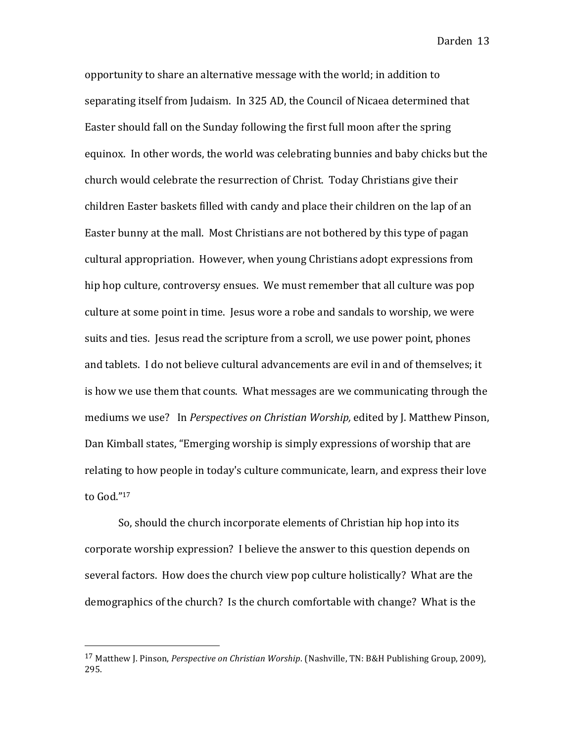opportunity to share an alternative message with the world; in addition to separating itself from Judaism. In 325 AD, the Council of Nicaea determined that Easter should fall on the Sunday following the first full moon after the spring equinox. In other words, the world was celebrating bunnies and baby chicks but the church would celebrate the resurrection of Christ. Today Christians give their children Easter baskets filled with candy and place their children on the lap of an Easter bunny at the mall. Most Christians are not bothered by this type of pagan cultural appropriation. However, when young Christians adopt expressions from hip hop culture, controversy ensues. We must remember that all culture was pop culture at some point in time. Jesus wore a robe and sandals to worship, we were suits and ties. Jesus read the scripture from a scroll, we use power point, phones and tablets. I do not believe cultural advancements are evil in and of themselves; it is how we use them that counts. What messages are we communicating through the mediums we use? In *Perspectives on Christian Worship,* edited by J. Matthew Pinson, Dan Kimball states, "Emerging worship is simply expressions of worship that are relating to how people in today's culture communicate, learn, and express their love to God."[17]

So, should the church incorporate elements of Christian hip hop into its corporate worship expression? I believe the answer to this question depends on several factors. How does the church view pop culture holistically? What are the demographics of the church? Is the church comfortable with change? What is the

---

[17] Matthew J. Pinson, *Perspective on Christian Worship*. (Nashville, TN: B&H Publishing Group, 2009), 295.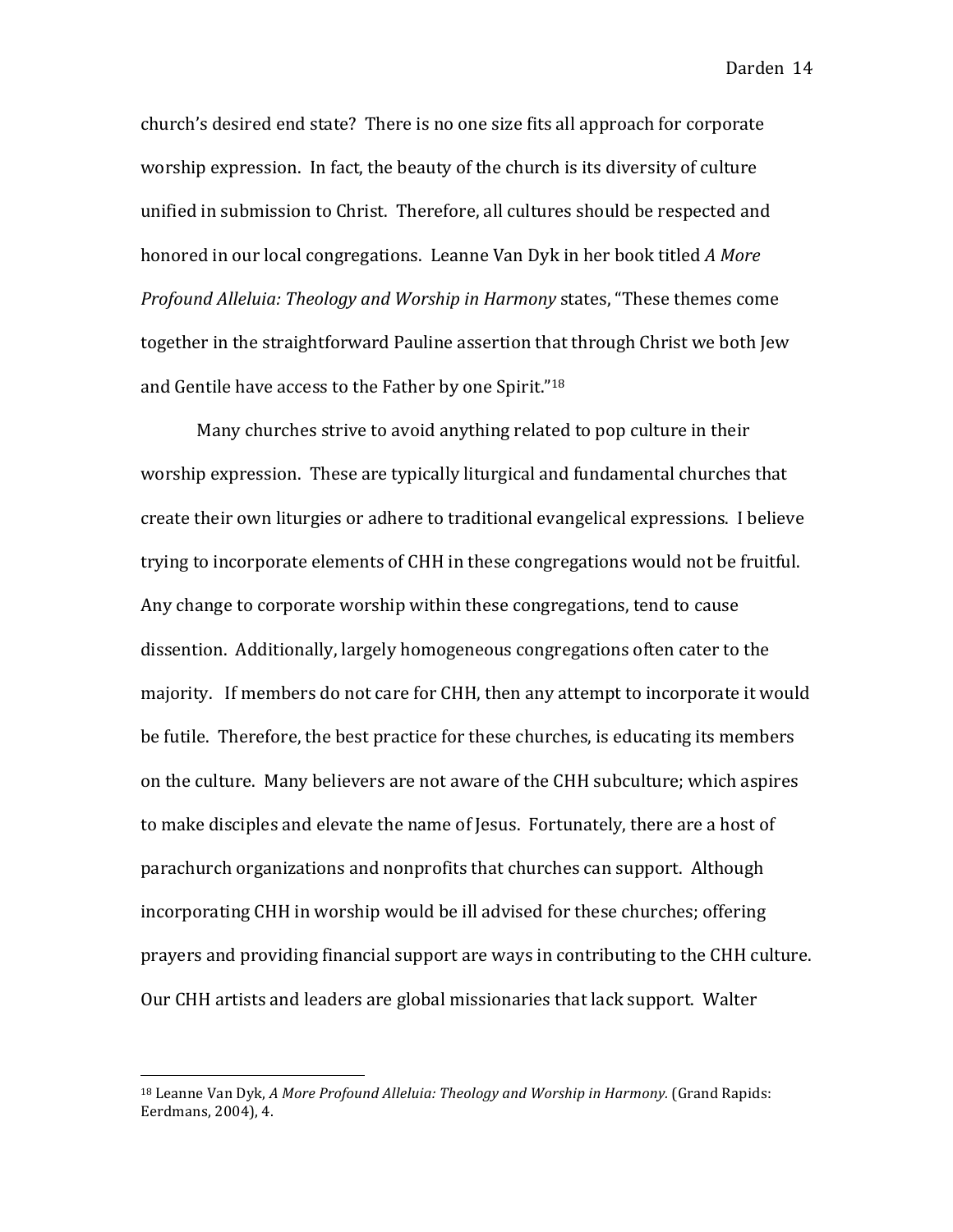church's desired end state? There is no one size fits all approach for corporate worship expression. In fact, the beauty of the church is its diversity of culture unified in submission to Christ. Therefore, all cultures should be respected and honored in our local congregations. Leanne Van Dyk in her book titled *A More Profound Alleluia: Theology and Worship in Harmony* states, "These themes come together in the straightforward Pauline assertion that through Christ we both Jew and Gentile have access to the Father by one Spirit."[18]

Many churches strive to avoid anything related to pop culture in their worship expression. These are typically liturgical and fundamental churches that create their own liturgies or adhere to traditional evangelical expressions. I believe trying to incorporate elements of CHH in these congregations would not be fruitful. Any change to corporate worship within these congregations, tend to cause dissention. Additionally, largely homogeneous congregations often cater to the majority. If members do not care for CHH, then any attempt to incorporate it would be futile. Therefore, the best practice for these churches, is educating its members on the culture. Many believers are not aware of the CHH subculture; which aspires to make disciples and elevate the name of Jesus. Fortunately, there are a host of parachurch organizations and nonprofits that churches can support. Although incorporating CHH in worship would be ill advised for these churches; offering prayers and providing financial support are ways in contributing to the CHH culture. Our CHH artists and leaders are global missionaries that lack support. Walter

---

[18] Leanne Van Dyk, *A More Profound Alleluia: Theology and Worship in Harmony.* (Grand Rapids: Eerdmans, 2004), 4.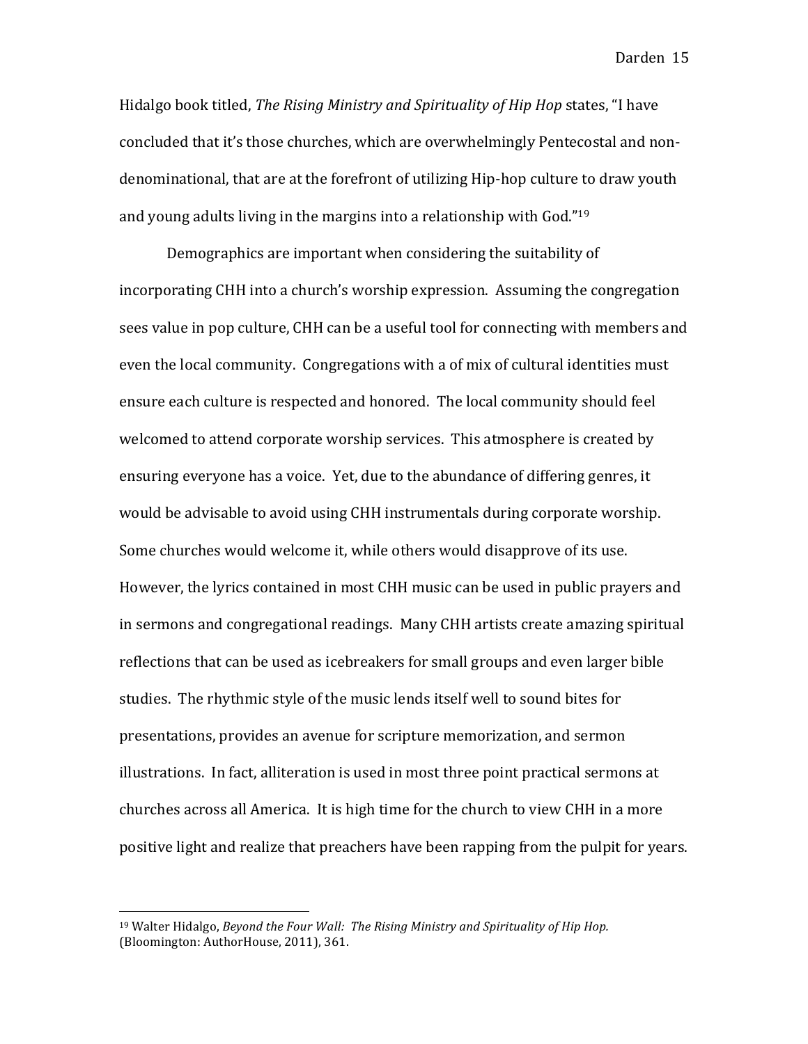Hidalgo book titled, *The Rising Ministry and Spirituality of Hip Hop* states, "I have concluded that it's those churches, which are overwhelmingly Pentecostal and non-denominational, that are at the forefront of utilizing Hip-hop culture to draw youth and young adults living in the margins into a relationship with God."[19]

Demographics are important when considering the suitability of incorporating CHH into a church's worship expression. Assuming the congregation sees value in pop culture, CHH can be a useful tool for connecting with members and even the local community. Congregations with a of mix of cultural identities must ensure each culture is respected and honored. The local community should feel welcomed to attend corporate worship services. This atmosphere is created by ensuring everyone has a voice. Yet, due to the abundance of differing genres, it would be advisable to avoid using CHH instrumentals during corporate worship. Some churches would welcome it, while others would disapprove of its use. However, the lyrics contained in most CHH music can be used in public prayers and in sermons and congregational readings. Many CHH artists create amazing spiritual reflections that can be used as icebreakers for small groups and even larger bible studies. The rhythmic style of the music lends itself well to sound bites for presentations, provides an avenue for scripture memorization, and sermon illustrations. In fact, alliteration is used in most three point practical sermons at churches across all America. It is high time for the church to view CHH in a more positive light and realize that preachers have been rapping from the pulpit for years.

---

[19] Walter Hidalgo, *Beyond the Four Wall: The Rising Ministry and Spirituality of Hip Hop.* (Bloomington: AuthorHouse, 2011), 361.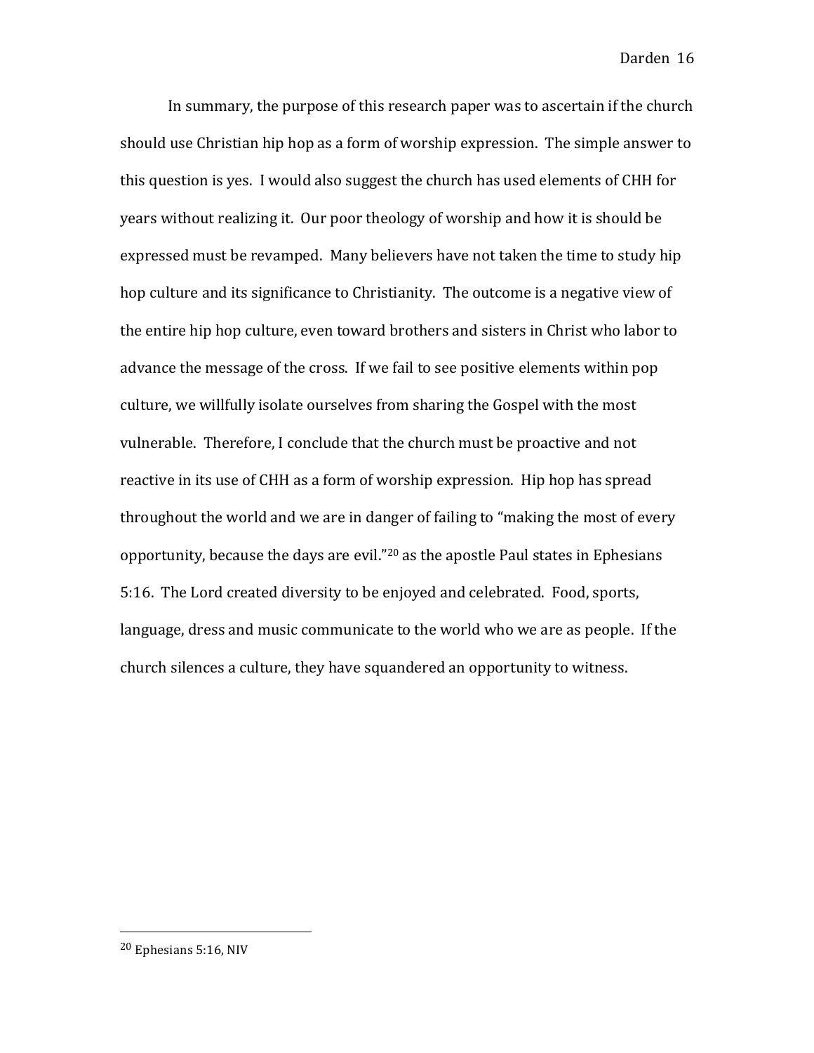In summary, the purpose of this research paper was to ascertain if the church should use Christian hip hop as a form of worship expression. The simple answer to this question is yes. I would also suggest the church has used elements of CHH for years without realizing it. Our poor theology of worship and how it is should be expressed must be revamped. Many believers have not taken the time to study hip hop culture and its significance to Christianity. The outcome is a negative view of the entire hip hop culture, even toward brothers and sisters in Christ who labor to advance the message of the cross. If we fail to see positive elements within pop culture, we willfully isolate ourselves from sharing the Gospel with the most vulnerable. Therefore, I conclude that the church must be proactive and not reactive in its use of CHH as a form of worship expression. Hip hop has spread throughout the world and we are in danger of failing to "making the most of every opportunity, because the days are evil."[20] as the apostle Paul states in Ephesians 5:16. The Lord created diversity to be enjoyed and celebrated. Food, sports, language, dress and music communicate to the world who we are as people. If the church silences a culture, they have squandered an opportunity to witness.

---

[20] Ephesians 5:16, NIV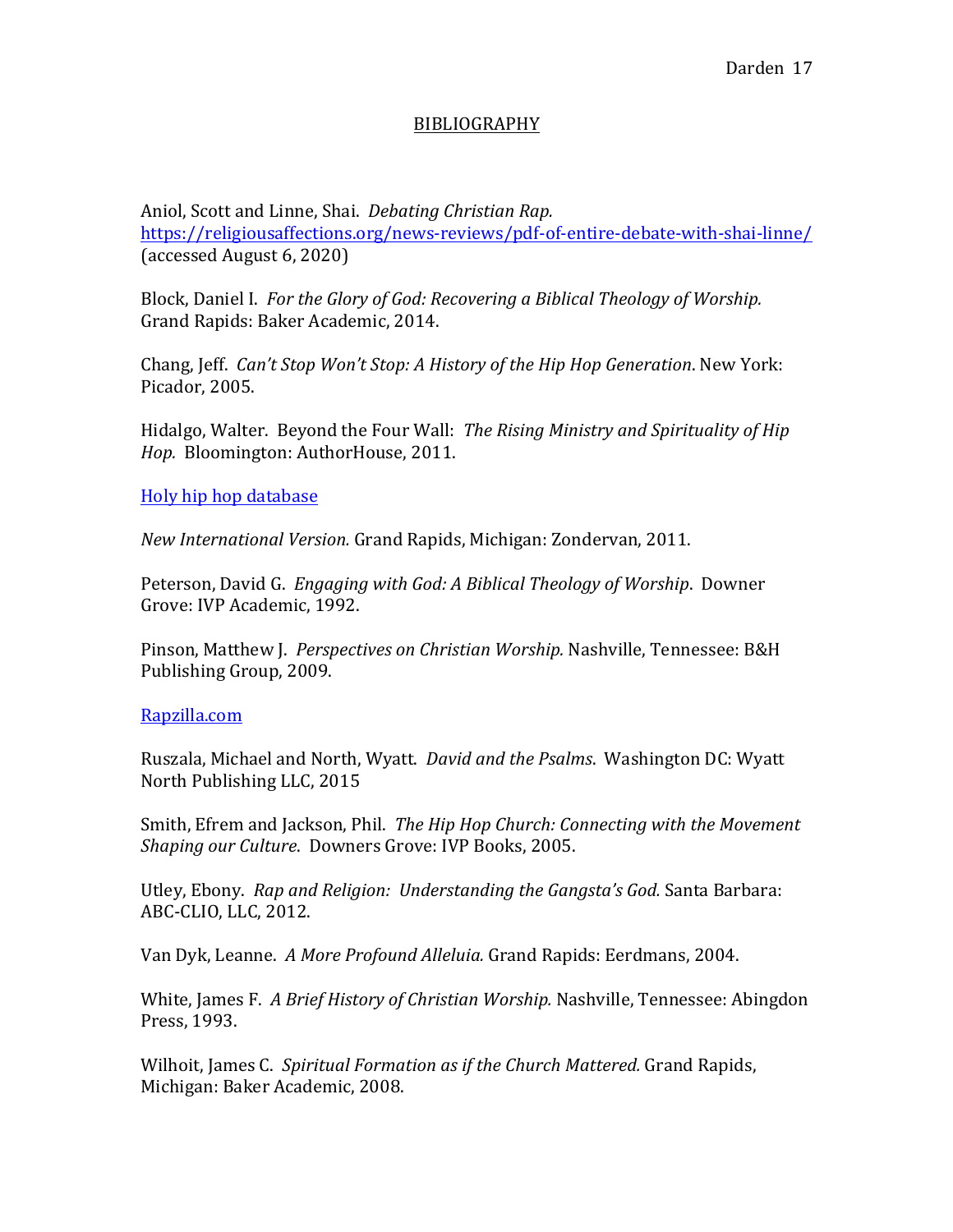# BIBLIOGRAPHY

Aniol, Scott and Linne, Shai. *Debating Christian Rap.* https://religiousaffections.org/news-reviews/pdf-of-entire-debate-with-shai-linne/ (accessed August 6, 2020)

Block, Daniel I. *For the Glory of God: Recovering a Biblical Theology of Worship.* Grand Rapids: Baker Academic, 2014.

Chang, Jeff. *Can't Stop Won't Stop: A History of the Hip Hop Generation*. New York: Picador, 2005.

Hidalgo, Walter. Beyond the Four Wall: *The Rising Ministry and Spirituality of Hip Hop.* Bloomington: AuthorHouse, 2011.

Holy hip hop database

*New International Version.* Grand Rapids, Michigan: Zondervan, 2011.

Peterson, David G. *Engaging with God: A Biblical Theology of Worship*. Downer Grove: IVP Academic, 1992.

Pinson, Matthew J. *Perspectives on Christian Worship.* Nashville, Tennessee: B&H Publishing Group, 2009.

Rapzilla.com

Ruszala, Michael and North, Wyatt. *David and the Psalms*. Washington DC: Wyatt North Publishing LLC, 2015

Smith, Efrem and Jackson, Phil. *The Hip Hop Church: Connecting with the Movement Shaping our Culture*. Downers Grove: IVP Books, 2005.

Utley, Ebony. *Rap and Religion: Understanding the Gangsta's God.* Santa Barbara: ABC-CLIO, LLC, 2012.

Van Dyk, Leanne. *A More Profound Alleluia.* Grand Rapids: Eerdmans, 2004.

White, James F. *A Brief History of Christian Worship.* Nashville, Tennessee: Abingdon Press, 1993.

Wilhoit, James C. *Spiritual Formation as if the Church Mattered.* Grand Rapids, Michigan: Baker Academic, 2008.